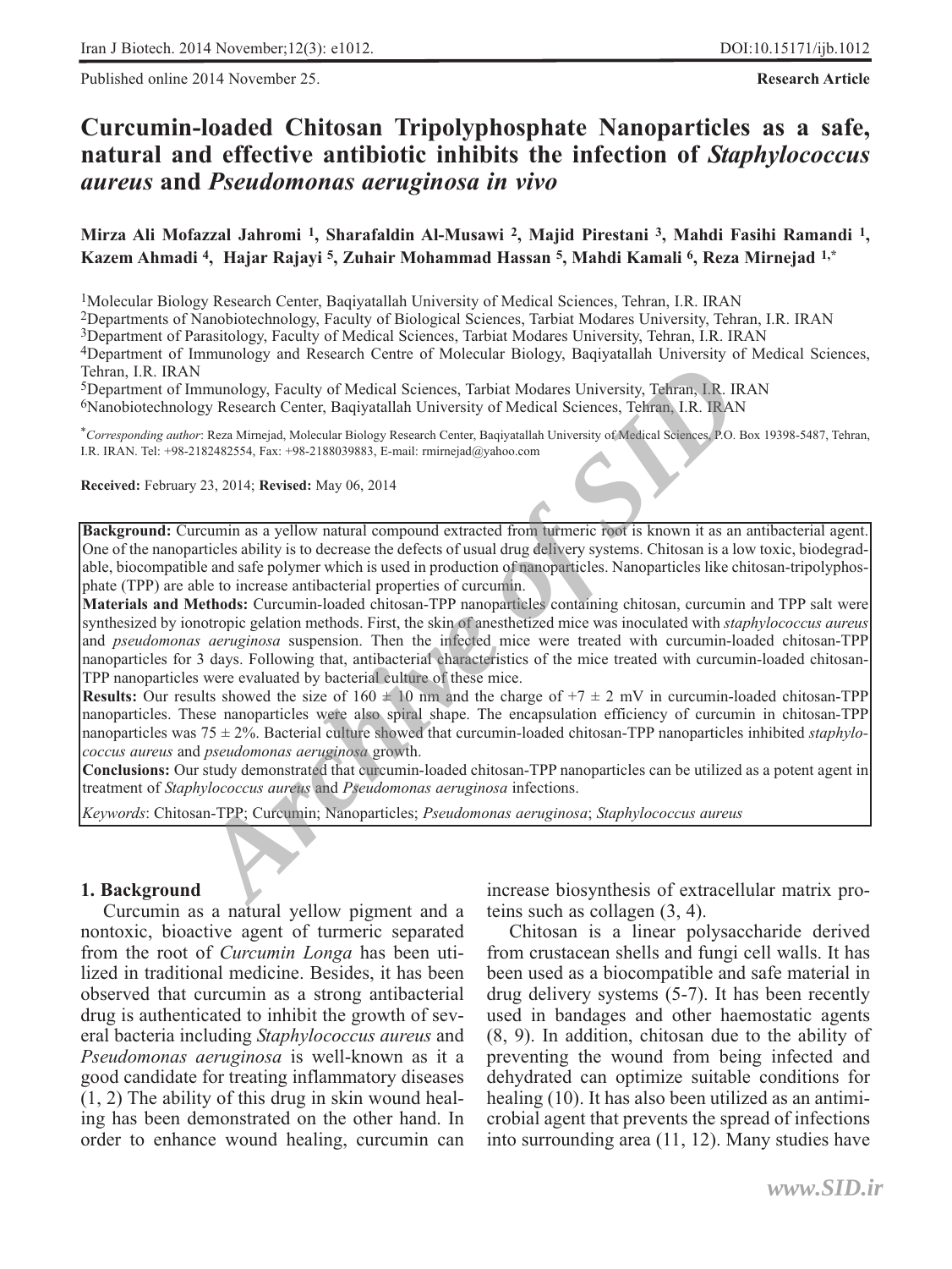Published online 2014 November 25.

**Research Article**

# Curcumin-loaded Chitosan Tripolyphosphate Nanoparticles as a safe, natural and effective antibiotic inhibits the infection of *Staphylococcus aureus* and *Pseudomonas aeruginosa in vivo*

**Mirza Ali Mofazzal Jahromi [1], Sharafaldin Al-Musawi [2], Majid Pirestani [3], Mahdi Fasihi Ramandi [1], Kazem Ahmadi [4], Hajar Rajayi [5], Zuhair Mohammad Hassan [5], Mahdi Kamali [6], Reza Mirnejad [1,*]**

[1]Molecular Biology Research Center, Baqiyatallah University of Medical Sciences, Tehran, I.R. IRAN
[2]Departments of Nanobiotechnology, Faculty of Biological Sciences, Tarbiat Modares University, Tehran, I.R. IRAN
[3]Department of Parasitology, Faculty of Medical Sciences, Tarbiat Modares University, Tehran, I.R. IRAN
[4]Department of Immunology and Research Centre of Molecular Biology, Baqiyatallah University of Medical Sciences, Tehran, I.R. IRAN
[5]Department of Immunology, Faculty of Medical Sciences, Tarbiat Modares University, Tehran, I.R. IRAN
[6]Nanobiotechnology Research Center, Baqiyatallah University of Medical Sciences, Tehran, I.R. IRAN

[*]*Corresponding author*: Reza Mirnejad, Molecular Biology Research Center, Baqiyatallah University of Medical Sciences, P.O. Box 19398-5487, Tehran, I.R. IRAN. Tel: +98-2182482554, Fax: +98-2188039883, E-mail: rmirnejad@yahoo.com

**Received:** February 23, 2014; **Revised:** May 06, 2014

**Background:** Curcumin as a yellow natural compound extracted from turmeric root is known it as an antibacterial agent. One of the nanoparticles ability is to decrease the defects of usual drug delivery systems. Chitosan is a low toxic, biodegradable, biocompatible and safe polymer which is used in production of nanoparticles. Nanoparticles like chitosan-tripolyphosphate (TPP) are able to increase antibacterial properties of curcumin.

**Materials and Methods:** Curcumin-loaded chitosan-TPP nanoparticles containing chitosan, curcumin and TPP salt were synthesized by ionotropic gelation methods. First, the skin of anesthetized mice was inoculated with *staphylococcus aureus* and *pseudomonas aeruginosa* suspension. Then the infected mice were treated with curcumin-loaded chitosan-TPP nanoparticles for 3 days. Following that, antibacterial characteristics of the mice treated with curcumin-loaded chitosan-TPP nanoparticles were evaluated by bacterial culture of these mice.

**Results:** Our results showed the size of 160 ± 10 nm and the charge of +7 ± 2 mV in curcumin-loaded chitosan-TPP nanoparticles. These nanoparticles were also spiral shape. The encapsulation efficiency of curcumin in chitosan-TPP nanoparticles was 75 ± 2%. Bacterial culture showed that curcumin-loaded chitosan-TPP nanoparticles inhibited *staphylococcus aureus* and *pseudomonas aeruginosa* growth.

**Conclusions:** Our study demonstrated that curcumin-loaded chitosan-TPP nanoparticles can be utilized as a potent agent in treatment of *Staphylococcus aureus* and *Pseudomonas aeruginosa* infections.

*Keywords*: Chitosan-TPP; Curcumin; Nanoparticles; *Pseudomonas aeruginosa*; *Staphylococcus aureus*

## 1. Background

Curcumin as a natural yellow pigment and a nontoxic, bioactive agent of turmeric separated from the root of *Curcumin Longa* has been utilized in traditional medicine. Besides, it has been observed that curcumin as a strong antibacterial drug is authenticated to inhibit the growth of several bacteria including *Staphylococcus aureus* and *Pseudomonas aeruginosa* is well-known as it a good candidate for treating inflammatory diseases (1, 2) The ability of this drug in skin wound healing has been demonstrated on the other hand. In order to enhance wound healing, curcumin can increase biosynthesis of extracellular matrix proteins such as collagen (3, 4).

Chitosan is a linear polysaccharide derived from crustacean shells and fungi cell walls. It has been used as a biocompatible and safe material in drug delivery systems (5-7). It has been recently used in bandages and other haemostatic agents (8, 9). In addition, chitosan due to the ability of preventing the wound from being infected and dehydrated can optimize suitable conditions for healing (10). It has also been utilized as an antimicrobial agent that prevents the spread of infections into surrounding area (11, 12). Many studies have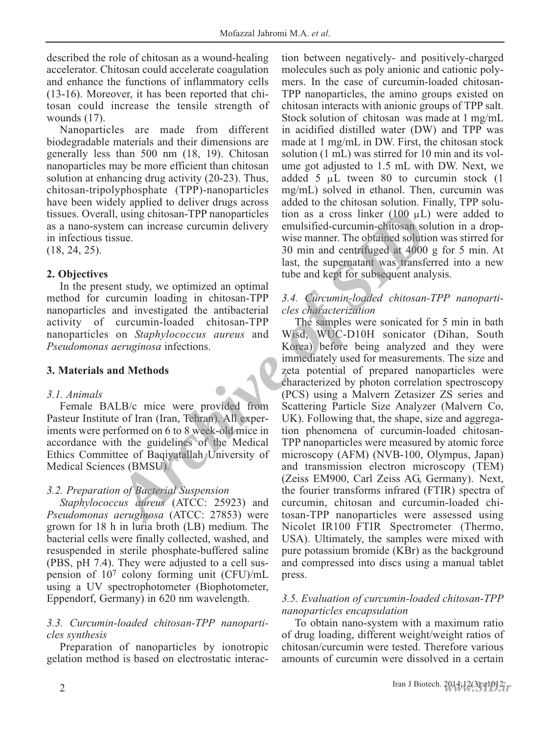described the role of chitosan as a wound-healing accelerator. Chitosan could accelerate coagulation and enhance the functions of inflammatory cells (13-16). Moreover, it has been reported that chitosan could increase the tensile strength of wounds (17).

Nanoparticles are made from different biodegradable materials and their dimensions are generally less than 500 nm (18, 19). Chitosan nanoparticles may be more efficient than chitosan solution at enhancing drug activity (20-23). Thus, chitosan-tripolyphosphate (TPP)-nanoparticles have been widely applied to deliver drugs across tissues. Overall, using chitosan-TPP nanoparticles as a nano-system can increase curcumin delivery in infectious tissue.
(18, 24, 25).

## 2. Objectives

In the present study, we optimized an optimal method for curcumin loading in chitosan-TPP nanoparticles and investigated the antibacterial activity of curcumin-loaded chitosan-TPP nanoparticles on *Staphylococcus aureus* and *Pseudomonas aeruginosa* infections.

## 3. Materials and Methods

### *3.1. Animals*

Female BALB/c mice were provided from Pasteur Institute of Iran (Iran, Tehran). All experiments were performed on 6 to 8 week-old mice in accordance with the guidelines of the Medical Ethics Committee of Baqiyatallah University of Medical Sciences (BMSU).

### *3.2. Preparation of Bacterial Suspension*

*Staphylococcus aureus* (ATCC: 25923) and *Pseudomonas aeruginosa* (ATCC: 27853) were grown for 18 h in luria broth (LB) medium. The bacterial cells were finally collected, washed, and resuspended in sterile phosphate-buffered saline (PBS, pH 7.4). They were adjusted to a cell suspension of $10^7$ colony forming unit (CFU)/mL using a UV spectrophotometer (Biophotometer, Eppendorf, Germany) in 620 nm wavelength.

### *3.3. Curcumin-loaded chitosan-TPP nanoparticles synthesis*

Preparation of nanoparticles by ionotropic gelation method is based on electrostatic interaction between negatively- and positively-charged molecules such as poly anionic and cationic polymers. In the case of curcumin-loaded chitosan-TPP nanoparticles, the amino groups existed on chitosan interacts with anionic groups of TPP salt. Stock solution of chitosan was made at 1 mg/mL in acidified distilled water (DW) and TPP was made at 1 mg/mL in DW. First, the chitosan stock solution (1 mL) was stirred for 10 min and its volume got adjusted to 1.5 mL with DW. Next, we added 5 μL tween 80 to curcumin stock (1 mg/mL) solved in ethanol. Then, curcumin was added to the chitosan solution. Finally, TPP solution as a cross linker (100 μL) were added to emulsified-curcumin-chitosan solution in a dropwise manner. The obtained solution was stirred for 30 min and centrifuged at 4000 g for 5 min. At last, the supernatant was transferred into a new tube and kept for subsequent analysis.

### *3.4. Curcumin-loaded chitosan-TPP nanoparticles characterization*

The samples were sonicated for 5 min in bath Wisd, WUC-D10H sonicator (Dihan, South Korea) before being analyzed and they were immediately used for measurements. The size and zeta potential of prepared nanoparticles were characterized by photon correlation spectroscopy (PCS) using a Malvern Zetasizer ZS series and Scattering Particle Size Analyzer (Malvern Co, UK). Following that, the shape, size and aggregation phenomena of curcumin-loaded chitosan-TPP nanoparticles were measured by atomic force microscopy (AFM) (NVB-100, Olympus, Japan) and transmission electron microscopy (TEM) (Zeiss EM900, Carl Zeiss AG, Germany). Next, the fourier transforms infrared (FTIR) spectra of curcumin, chitosan and curcumin-loaded chitosan-TPP nanoparticles were assessed using Nicolet IR100 FTIR Spectrometer (Thermo, USA). Ultimately, the samples were mixed with pure potassium bromide (KBr) as the background and compressed into discs using a manual tablet press.

### *3.5. Evaluation of curcumin-loaded chitosan-TPP nanoparticles encapsulation*

To obtain nano-system with a maximum ratio of drug loading, different weight/weight ratios of chitosan/curcumin were tested. Therefore various amounts of curcumin were dissolved in a certain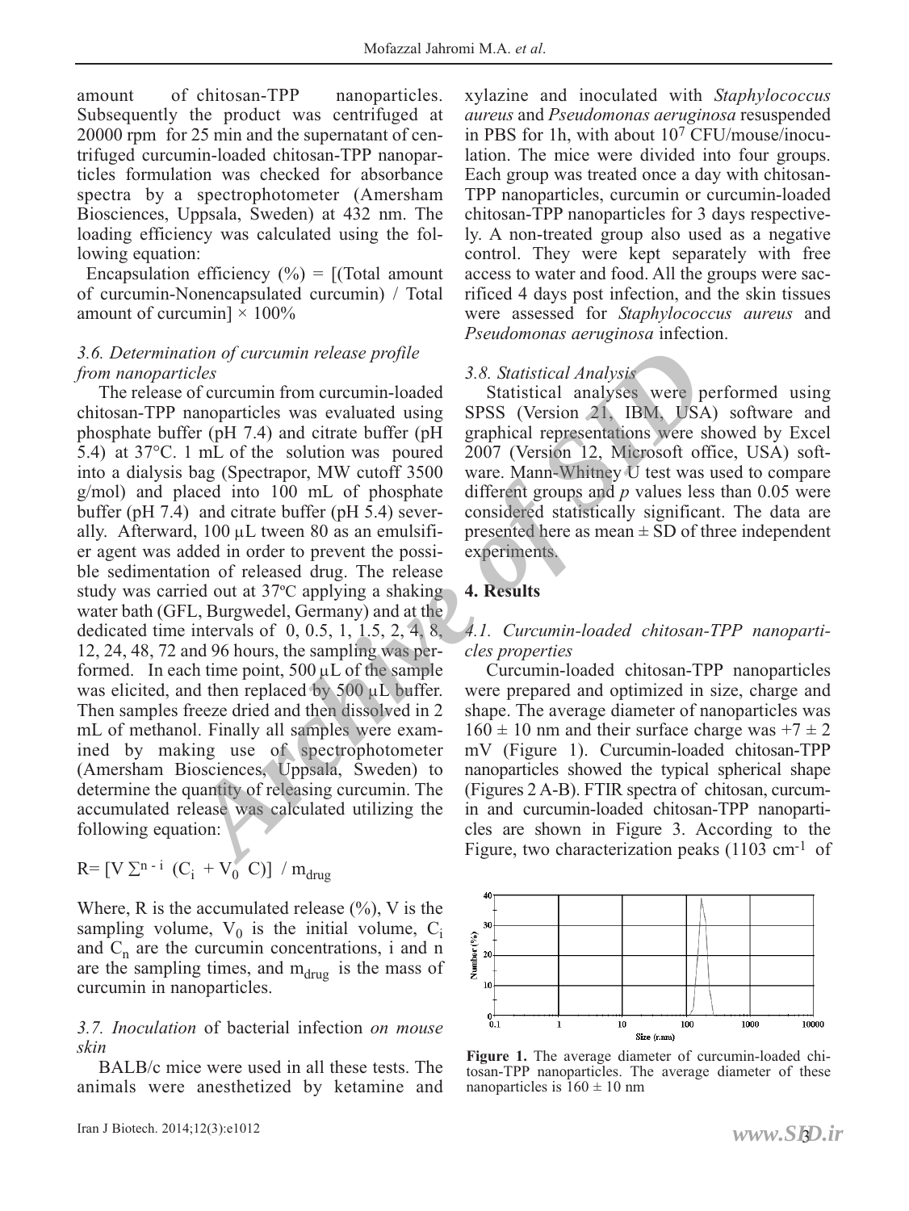amount of chitosan-TPP nanoparticles. Subsequently the product was centrifuged at 20000 rpm for 25 min and the supernatant of centrifuged curcumin-loaded chitosan-TPP nanoparticles formulation was checked for absorbance spectra by a spectrophotometer (Amersham Biosciences, Uppsala, Sweden) at 432 nm. The loading efficiency was calculated using the following equation:

Encapsulation efficiency (%) = [(Total amount of curcumin-Nonencapsulated curcumin) / Total amount of curcumin] × 100%

### *3.6. Determination of curcumin release profile from nanoparticles*

The release of curcumin from curcumin-loaded chitosan-TPP nanoparticles was evaluated using phosphate buffer (pH 7.4) and citrate buffer (pH 5.4) at 37°C. 1 mL of the solution was poured into a dialysis bag (Spectrapor, MW cutoff 3500 g/mol) and placed into 100 mL of phosphate buffer (pH 7.4) and citrate buffer (pH 5.4) severally. Afterward, 100 µL tween 80 as an emulsifier agent was added in order to prevent the possible sedimentation of released drug. The release study was carried out at 37ºC applying a shaking water bath (GFL, Burgwedel, Germany) and at the dedicated time intervals of 0, 0.5, 1, 1.5, 2, 4, 8, 12, 24, 48, 72 and 96 hours, the sampling was performed. In each time point, 500 µL of the sample was elicited, and then replaced by 500 µL buffer. Then samples freeze dried and then dissolved in 2 mL of methanol. Finally all samples were examined by making use of spectrophotometer (Amersham Biosciences, Uppsala, Sweden) to determine the quantity of releasing curcumin. The accumulated release was calculated utilizing the following equation:

$$R = [V \sum^{n-i} (C_i + V_0 \; C)] \; / \; m_{drug}$$

Where, R is the accumulated release (%), V is the sampling volume, $V_0$ is the initial volume, $C_i$ and $C_n$ are the curcumin concentrations, i and n are the sampling times, and $m_{drug}$ is the mass of curcumin in nanoparticles.

### *3.7. Inoculation* of bacterial infection *on mouse skin*

BALB/c mice were used in all these tests. The animals were anesthetized by ketamine and xylazine and inoculated with *Staphylococcus aureus* and *Pseudomonas aeruginosa* resuspended in PBS for 1h, with about $10^7$ CFU/mouse/inoculation. The mice were divided into four groups. Each group was treated once a day with chitosan-TPP nanoparticles, curcumin or curcumin-loaded chitosan-TPP nanoparticles for 3 days respectively. A non-treated group also used as a negative control. They were kept separately with free access to water and food. All the groups were sacrificed 4 days post infection, and the skin tissues were assessed for *Staphylococcus aureus* and *Pseudomonas aeruginosa* infection.

### *3.8. Statistical Analysis*

Statistical analyses were performed using SPSS (Version 21, IBM, USA) software and graphical representations were showed by Excel 2007 (Version 12, Microsoft office, USA) software. Mann-Whitney U test was used to compare different groups and *p* values less than 0.05 were considered statistically significant. The data are presented here as mean ± SD of three independent experiments.

## 4. Results

### *4.1. Curcumin-loaded chitosan-TPP nanoparticles properties*

Curcumin-loaded chitosan-TPP nanoparticles were prepared and optimized in size, charge and shape. The average diameter of nanoparticles was 160 ± 10 nm and their surface charge was +7 ± 2 mV (Figure 1). Curcumin-loaded chitosan-TPP nanoparticles showed the typical spherical shape (Figures 2 A-B). FTIR spectra of chitosan, curcumin and curcumin-loaded chitosan-TPP nanoparticles are shown in Figure 3. According to the Figure, two characterization peaks (1103 cm$^{-1}$ of

**Figure 1.** The average diameter of curcumin-loaded chitosan-TPP nanoparticles. The average diameter of these nanoparticles is 160 ± 10 nm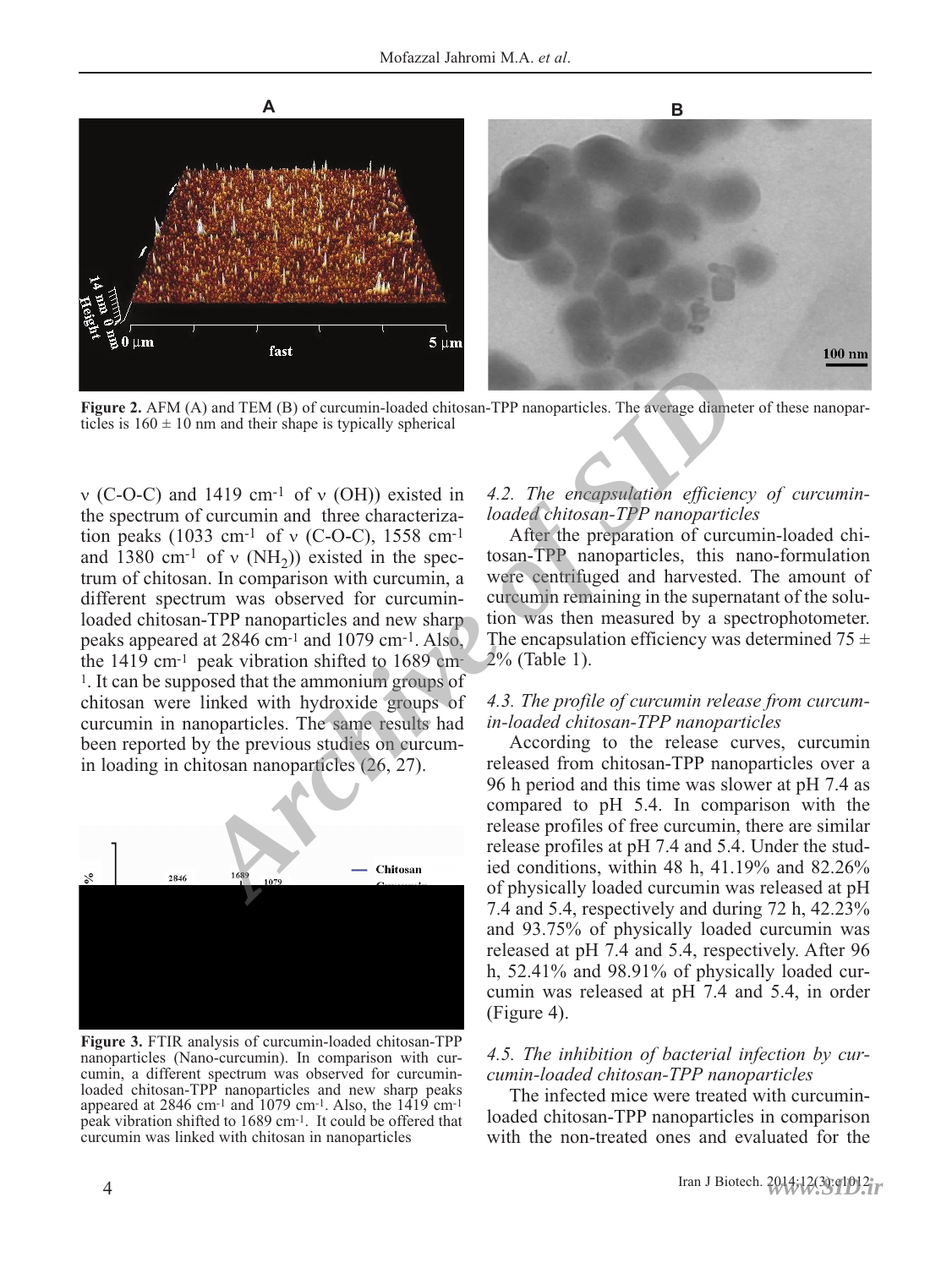**Figure 2.** AFM (A) and TEM (B) of curcumin-loaded chitosan-TPP nanoparticles. The average diameter of these nanoparticles is 160 ± 10 nm and their shape is typically spherical

ν (C-O-C) and 1419 cm$^{-1}$ of ν (OH)) existed in the spectrum of curcumin and three characterization peaks (1033 cm$^{-1}$ of ν (C-O-C), 1558 cm$^{-1}$ and 1380 cm$^{-1}$ of ν ($NH_2$)) existed in the spectrum of chitosan. In comparison with curcumin, a different spectrum was observed for curcumin-loaded chitosan-TPP nanoparticles and new sharp peaks appeared at 2846 cm$^{-1}$ and 1079 cm$^{-1}$. Also, the 1419 cm$^{-1}$ peak vibration shifted to 1689 cm$^{-1}$. It can be supposed that the ammonium groups of chitosan were linked with hydroxide groups of curcumin in nanoparticles. The same results had been reported by the previous studies on curcumin loading in chitosan nanoparticles (26, 27).

**Figure 3.** FTIR analysis of curcumin-loaded chitosan-TPP nanoparticles (Nano-curcumin). In comparison with curcumin, a different spectrum was observed for curcumin-loaded chitosan-TPP nanoparticles and new sharp peaks appeared at 2846 cm$^{-1}$ and 1079 cm$^{-1}$. Also, the 1419 cm$^{-1}$ peak vibration shifted to 1689 cm$^{-1}$. It could be offered that curcumin was linked with chitosan in nanoparticles

### *4.2. The encapsulation efficiency of curcumin-loaded chitosan-TPP nanoparticles*

After the preparation of curcumin-loaded chitosan-TPP nanoparticles, this nano-formulation were centrifuged and harvested. The amount of curcumin remaining in the supernatant of the solution was then measured by a spectrophotometer. The encapsulation efficiency was determined 75 ± 2% (Table 1).

### *4.3. The profile of curcumin release from curcumin-loaded chitosan-TPP nanoparticles*

According to the release curves, curcumin released from chitosan-TPP nanoparticles over a 96 h period and this time was slower at pH 7.4 as compared to pH 5.4. In comparison with the release profiles of free curcumin, there are similar release profiles at pH 7.4 and 5.4. Under the studied conditions, within 48 h, 41.19% and 82.26% of physically loaded curcumin was released at pH 7.4 and 5.4, respectively and during 72 h, 42.23% and 93.75% of physically loaded curcumin was released at pH 7.4 and 5.4, respectively. After 96 h, 52.41% and 98.91% of physically loaded curcumin was released at pH 7.4 and 5.4, in order (Figure 4).

### *4.5. The inhibition of bacterial infection by curcumin-loaded chitosan-TPP nanoparticles*

The infected mice were treated with curcumin-loaded chitosan-TPP nanoparticles in comparison with the non-treated ones and evaluated for the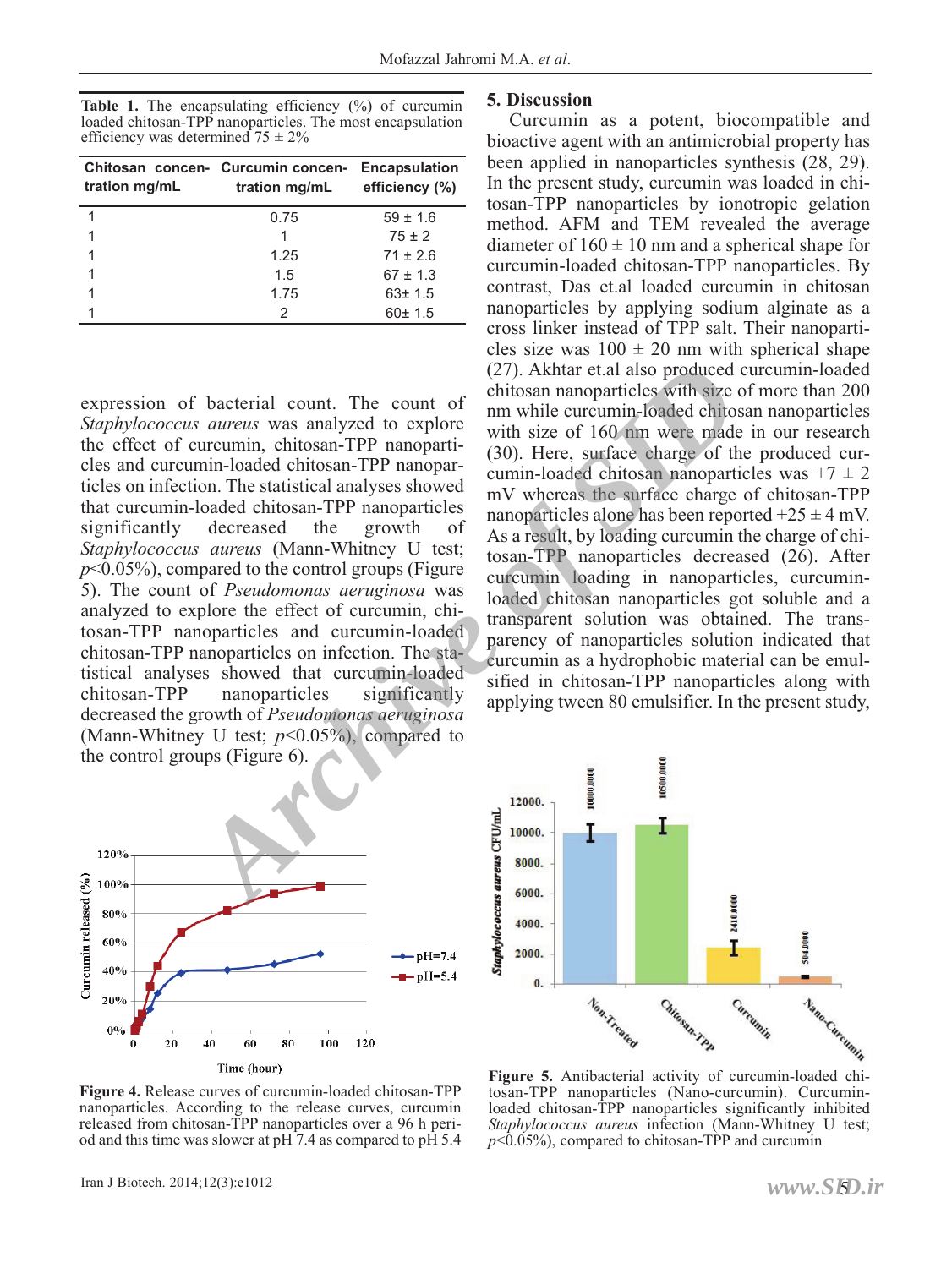**Table 1.** The encapsulating efficiency (%) of curcumin loaded chitosan-TPP nanoparticles. The most encapsulation efficiency was determined 75 ± 2%

| Chitosan concentration mg/mL | Curcumin concentration mg/mL | Encapsulation efficiency (%) |
|---|---|---|
| 1 | 0.75 | 59 ± 1.6 |
| 1 | 1 | 75 ± 2 |
| 1 | 1.25 | 71 ± 2.6 |
| 1 | 1.5 | 67 ± 1.3 |
| 1 | 1.75 | 63± 1.5 |
| 1 | 2 | 60± 1.5 |

expression of bacterial count. The count of *Staphylococcus aureus* was analyzed to explore the effect of curcumin, chitosan-TPP nanoparticles and curcumin-loaded chitosan-TPP nanoparticles on infection. The statistical analyses showed that curcumin-loaded chitosan-TPP nanoparticles significantly decreased the growth of *Staphylococcus aureus* (Mann-Whitney U test; $p<0.05\%$), compared to the control groups (Figure 5). The count of *Pseudomonas aeruginosa* was analyzed to explore the effect of curcumin, chitosan-TPP nanoparticles and curcumin-loaded chitosan-TPP nanoparticles on infection. The statistical analyses showed that curcumin-loaded chitosan-TPP nanoparticles significantly decreased the growth of *Pseudomonas aeruginosa* (Mann-Whitney U test; $p<0.05\%$), compared to the control groups (Figure 6).

**Figure 4.** Release curves of curcumin-loaded chitosan-TPP nanoparticles. According to the release curves, curcumin released from chitosan-TPP nanoparticles over a 96 h period and this time was slower at pH 7.4 as compared to pH 5.4

## 5. Discussion

Curcumin as a potent, biocompatible and bioactive agent with an antimicrobial property has been applied in nanoparticles synthesis (28, 29). In the present study, curcumin was loaded in chitosan-TPP nanoparticles by ionotropic gelation method. AFM and TEM revealed the average diameter of 160 ± 10 nm and a spherical shape for curcumin-loaded chitosan-TPP nanoparticles. By contrast, Das et.al loaded curcumin in chitosan nanoparticles by applying sodium alginate as a cross linker instead of TPP salt. Their nanoparticles size was 100 ± 20 nm with spherical shape (27). Akhtar et.al also produced curcumin-loaded chitosan nanoparticles with size of more than 200 nm while curcumin-loaded chitosan nanoparticles with size of 160 nm were made in our research (30). Here, surface charge of the produced curcumin-loaded chitosan nanoparticles was +7 ± 2 mV whereas the surface charge of chitosan-TPP nanoparticles alone has been reported +25 ± 4 mV. As a result, by loading curcumin the charge of chitosan-TPP nanoparticles decreased (26). After curcumin loading in nanoparticles, curcumin-loaded chitosan nanoparticles got soluble and a transparent solution was obtained. The transparency of nanoparticles solution indicated that curcumin as a hydrophobic material can be emulsified in chitosan-TPP nanoparticles along with applying tween 80 emulsifier. In the present study,

**Figure 5.** Antibacterial activity of curcumin-loaded chitosan-TPP nanoparticles (Nano-curcumin). Curcumin-loaded chitosan-TPP nanoparticles significantly inhibited *Staphylococcus aureus* infection (Mann-Whitney U test; $p<0.05\%$), compared to chitosan-TPP and curcumin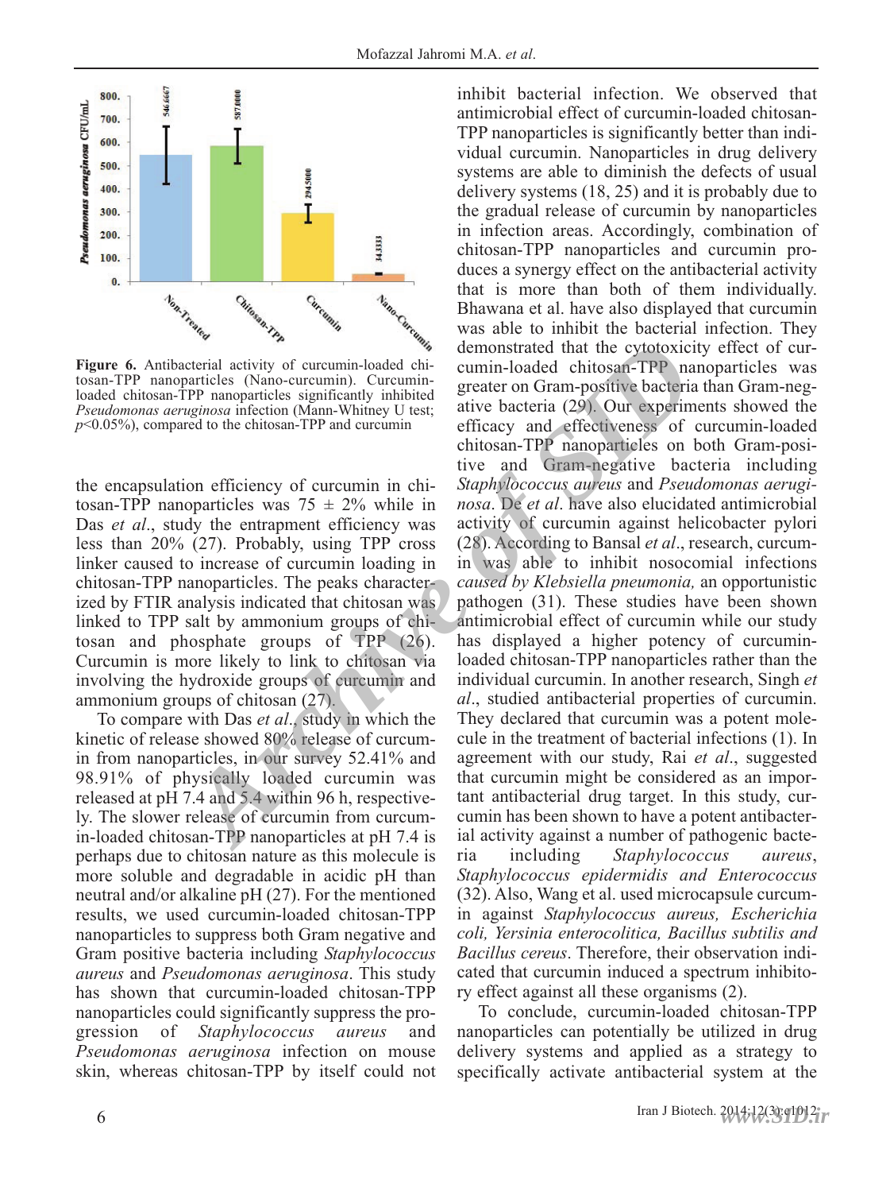**Figure 6.** Antibacterial activity of curcumin-loaded chitosan-TPP nanoparticles (Nano-curcumin). Curcumin-loaded chitosan-TPP nanoparticles significantly inhibited *Pseudomonas aeruginosa* infection (Mann-Whitney U test; $p$<0.05%), compared to the chitosan-TPP and curcumin

the encapsulation efficiency of curcumin in chitosan-TPP nanoparticles was 75 ± 2% while in Das *et al*., study the entrapment efficiency was less than 20% (27). Probably, using TPP cross linker caused to increase of curcumin loading in chitosan-TPP nanoparticles. The peaks characterized by FTIR analysis indicated that chitosan was linked to TPP salt by ammonium groups of chitosan and phosphate groups of TPP (26). Curcumin is more likely to link to chitosan via involving the hydroxide groups of curcumin and ammonium groups of chitosan (27).

To compare with Das *et al*., study in which the kinetic of release showed 80% release of curcumin from nanoparticles, in our survey 52.41% and 98.91% of physically loaded curcumin was released at pH 7.4 and 5.4 within 96 h, respectively. The slower release of curcumin from curcumin-loaded chitosan-TPP nanoparticles at pH 7.4 is perhaps due to chitosan nature as this molecule is more soluble and degradable in acidic pH than neutral and/or alkaline pH (27). For the mentioned results, we used curcumin-loaded chitosan-TPP nanoparticles to suppress both Gram negative and Gram positive bacteria including *Staphylococcus aureus* and *Pseudomonas aeruginosa*. This study has shown that curcumin-loaded chitosan-TPP nanoparticles could significantly suppress the progression of *Staphylococcus aureus* and *Pseudomonas aeruginosa* infection on mouse skin, whereas chitosan-TPP by itself could not inhibit bacterial infection. We observed that antimicrobial effect of curcumin-loaded chitosan-TPP nanoparticles is significantly better than individual curcumin. Nanoparticles in drug delivery systems are able to diminish the defects of usual delivery systems (18, 25) and it is probably due to the gradual release of curcumin by nanoparticles in infection areas. Accordingly, combination of chitosan-TPP nanoparticles and curcumin produces a synergy effect on the antibacterial activity that is more than both of them individually. Bhawana et al. have also displayed that curcumin was able to inhibit the bacterial infection. They demonstrated that the cytotoxicity effect of curcumin-loaded chitosan-TPP nanoparticles was greater on Gram-positive bacteria than Gram-negative bacteria (29). Our experiments showed the efficacy and effectiveness of curcumin-loaded chitosan-TPP nanoparticles on both Gram-positive and Gram-negative bacteria including *Staphylococcus aureus* and *Pseudomonas aeruginosa*. De *et al*. have also elucidated antimicrobial activity of curcumin against helicobacter pylori (28). According to Bansal *et al*., research, curcumin was able to inhibit nosocomial infections *caused by Klebsiella pneumonia,* an opportunistic pathogen (31). These studies have been shown antimicrobial effect of curcumin while our study has displayed a higher potency of curcumin-loaded chitosan-TPP nanoparticles rather than the individual curcumin. In another research, Singh *et al*., studied antibacterial properties of curcumin. They declared that curcumin was a potent molecule in the treatment of bacterial infections (1). In agreement with our study, Rai *et al*., suggested that curcumin might be considered as an important antibacterial drug target. In this study, curcumin has been shown to have a potent antibacterial activity against a number of pathogenic bacteria including *Staphylococcus aureus*, *Staphylococcus epidermidis and Enterococcus* (32). Also, Wang et al. used microcapsule curcumin against *Staphylococcus aureus, Escherichia coli, Yersinia enterocolitica, Bacillus subtilis and Bacillus cereus*. Therefore, their observation indicated that curcumin induced a spectrum inhibitory effect against all these organisms (2).

To conclude, curcumin-loaded chitosan-TPP nanoparticles can potentially be utilized in drug delivery systems and applied as a strategy to specifically activate antibacterial system at the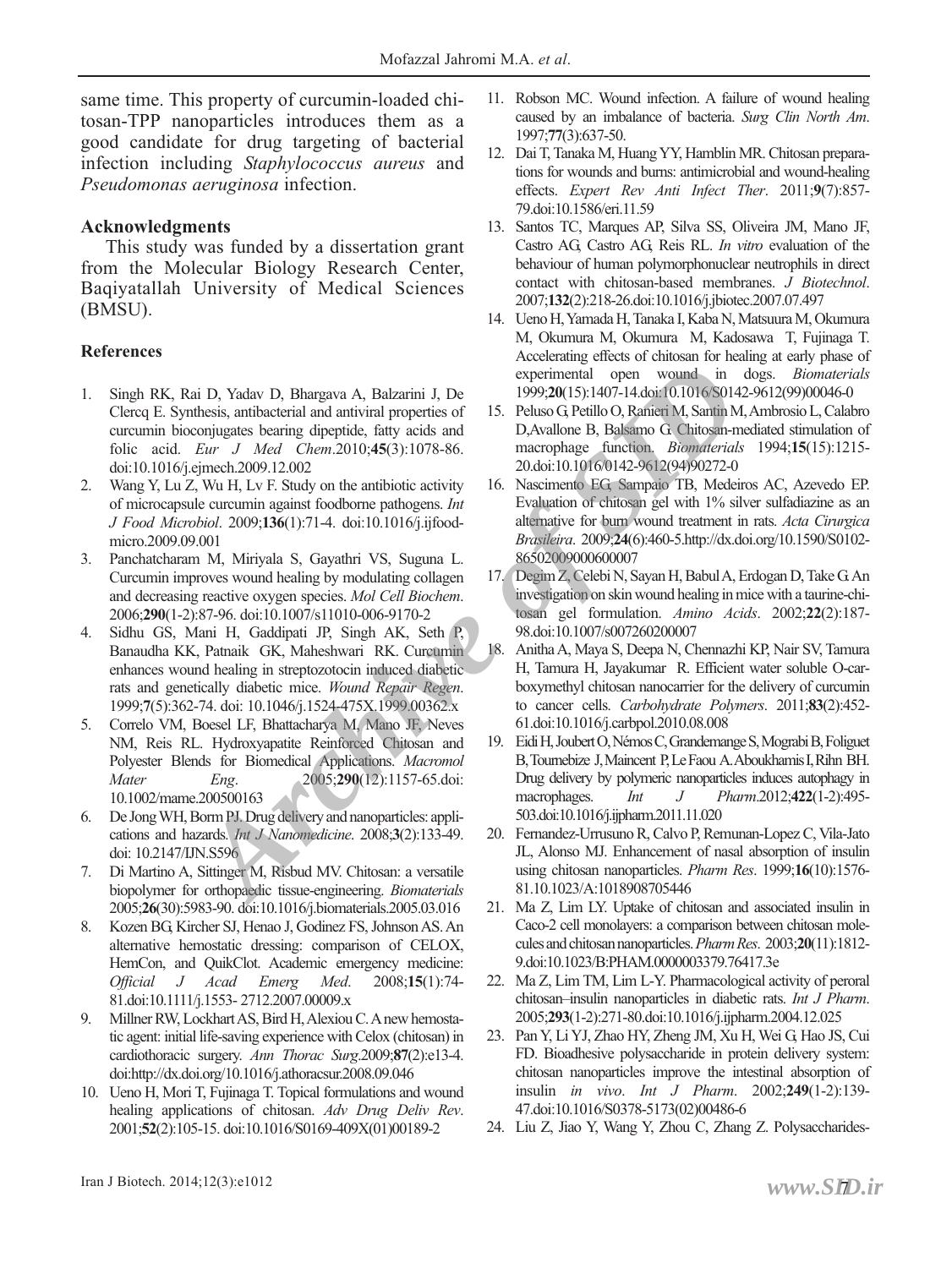same time. This property of curcumin-loaded chitosan-TPP nanoparticles introduces them as a good candidate for drug targeting of bacterial infection including *Staphylococcus aureus* and *Pseudomonas aeruginosa* infection.

## Acknowledgments

This study was funded by a dissertation grant from the Molecular Biology Research Center, Baqiyatallah University of Medical Sciences (BMSU).

## References

1. Singh RK, Rai D, Yadav D, Bhargava A, Balzarini J, De Clercq E. Synthesis, antibacterial and antiviral properties of curcumin bioconjugates bearing dipeptide, fatty acids and folic acid. *Eur J Med Chem*.2010;**45**(3):1078-86. doi:10.1016/j.ejmech.2009.12.002
2. Wang Y, Lu Z, Wu H, Lv F. Study on the antibiotic activity of microcapsule curcumin against foodborne pathogens. *Int J Food Microbiol*. 2009;**136**(1):71-4. doi:10.1016/j.ijfoodmicro.2009.09.001
3. Panchatcharam M, Miriyala S, Gayathri VS, Suguna L. Curcumin improves wound healing by modulating collagen and decreasing reactive oxygen species. *Mol Cell Biochem*. 2006;**290**(1-2):87-96. doi:10.1007/s11010-006-9170-2
4. Sidhu GS, Mani H, Gaddipati JP, Singh AK, Seth P, Banaudha KK, Patnaik GK, Maheshwari RK. Curcumin enhances wound healing in streptozotocin induced diabetic rats and genetically diabetic mice. *Wound Repair Regen*. 1999;**7**(5):362-74. doi: 10.1046/j.1524-475X.1999.00362.x
5. Correlo VM, Boesel LF, Bhattacharya M, Mano JF, Neves NM, Reis RL. Hydroxyapatite Reinforced Chitosan and Polyester Blends for Biomedical Applications. *Macromol Mater Eng*. 2005;**290**(12):1157-65.doi:10.1002/mame.200500163
6. De Jong WH, Borm PJ. Drug delivery and nanoparticles: applications and hazards. *Int J Nanomedicine*. 2008;**3**(2):133-49. doi: 10.2147/IJN.S596
7. Di Martino A, Sittinger M, Risbud MV. Chitosan: a versatile biopolymer for orthopaedic tissue-engineering. *Biomaterials* 2005;**26**(30):5983-90. doi:10.1016/j.biomaterials.2005.03.016
8. Kozen BG, Kircher SJ, Henao J, Godinez FS, Johnson AS. An alternative hemostatic dressing: comparison of CELOX, HemCon, and QuikClot. Academic emergency medicine: *Official J Acad Emerg Med*. 2008;**15**(1):74-81.doi:10.1111/j.1553- 2712.2007.00009.x
9. Millner RW, Lockhart AS, Bird H, Alexiou C. A new hemostatic agent: initial life-saving experience with Celox (chitosan) in cardiothoracic surgery. *Ann Thorac Surg*.2009;**87**(2):e13-4. doi:http://dx.doi.org/10.1016/j.athoracsur.2008.09.046
10. Ueno H, Mori T, Fujinaga T. Topical formulations and wound healing applications of chitosan. *Adv Drug Deliv Rev*. 2001;**52**(2):105-15. doi:10.1016/S0169-409X(01)00189-2
11. Robson MC. Wound infection. A failure of wound healing caused by an imbalance of bacteria. *Surg Clin North Am*. 1997;**77**(3):637-50.
12. Dai T, Tanaka M, Huang YY, Hamblin MR. Chitosan preparations for wounds and burns: antimicrobial and wound-healing effects. *Expert Rev Anti Infect Ther*. 2011;**9**(7):857-79.doi:10.1586/eri.11.59
13. Santos TC, Marques AP, Silva SS, Oliveira JM, Mano JF, Castro AG, Castro AG, Reis RL. *In vitro* evaluation of the behaviour of human polymorphonuclear neutrophils in direct contact with chitosan-based membranes. *J Biotechnol*. 2007;**132**(2):218-26.doi:10.1016/j.jbiotec.2007.07.497
14. Ueno H, Yamada H, Tanaka I, Kaba N, Matsuura M, Okumura M, Okumura M, Okumura M, Kadosawa T, Fujinaga T. Accelerating effects of chitosan for healing at early phase of experimental open wound in dogs. *Biomaterials* 1999;**20**(15):1407-14.doi:10.1016/S0142-9612(99)00046-0
15. Peluso G, Petillo O, Ranieri M, Santin M, Ambrosio L, Calabro D,Avallone B, Balsamo G. Chitosan-mediated stimulation of macrophage function. *Biomaterials* 1994;**15**(15):1215-20.doi:10.1016/0142-9612(94)90272-0
16. Nascimento EG, Sampaio TB, Medeiros AC, Azevedo EP. Evaluation of chitosan gel with 1% silver sulfadiazine as an alternative for burn wound treatment in rats. *Acta Cirurgica Brasileira*. 2009;**24**(6):460-5.http://dx.doi.org/10.1590/S0102-86502009000600007
17. Degim Z, Celebi N, Sayan H, Babul A, Erdogan D, Take G. An investigation on skin wound healing in mice with a taurine-chitosan gel formulation. *Amino Acids*. 2002;**22**(2):187-98.doi:10.1007/s007260200007
18. Anitha A, Maya S, Deepa N, Chennazhi KP, Nair SV, Tamura H, Tamura H, Jayakumar R. Efficient water soluble O-carboxymethyl chitosan nanocarrier for the delivery of curcumin to cancer cells. *Carbohydrate Polymers*. 2011;**83**(2):452-61.doi:10.1016/j.carbpol.2010.08.008
19. Eidi H, Joubert O, Némos C, Grandemange S, Mograbi B, Foliguet B, Tournebize J, Maincent P, Le Faou A. Aboukhamis I, Rihn BH. Drug delivery by polymeric nanoparticles induces autophagy in macrophages. *Int J Pharm*.2012;**422**(1-2):495-503.doi:10.1016/j.ijpharm.2011.11.020
20. Fernandez-Urrusuno R, Calvo P, Remunan-Lopez C, Vila-Jato JL, Alonso MJ. Enhancement of nasal absorption of insulin using chitosan nanoparticles. *Pharm Res*. 1999;**16**(10):1576-81.10.1023/A:1018908705446
21. Ma Z, Lim LY. Uptake of chitosan and associated insulin in Caco-2 cell monolayers: a comparison between chitosan molecules and chitosan nanoparticles. *Pharm Res*. 2003;**20**(11):1812-9.doi:10.1023/B:PHAM.0000003379.76417.3e
22. Ma Z, Lim TM, Lim L-Y. Pharmacological activity of peroral chitosan–insulin nanoparticles in diabetic rats. *Int J Pharm*. 2005;**293**(1-2):271-80.doi:10.1016/j.ijpharm.2004.12.025
23. Pan Y, Li YJ, Zhao HY, Zheng JM, Xu H, Wei G, Hao JS, Cui FD. Bioadhesive polysaccharide in protein delivery system: chitosan nanoparticles improve the intestinal absorption of insulin *in vivo*. *Int J Pharm*. 2002;**249**(1-2):139-47.doi:10.1016/S0378-5173(02)00486-6
24. Liu Z, Jiao Y, Wang Y, Zhou C, Zhang Z. Polysaccharides-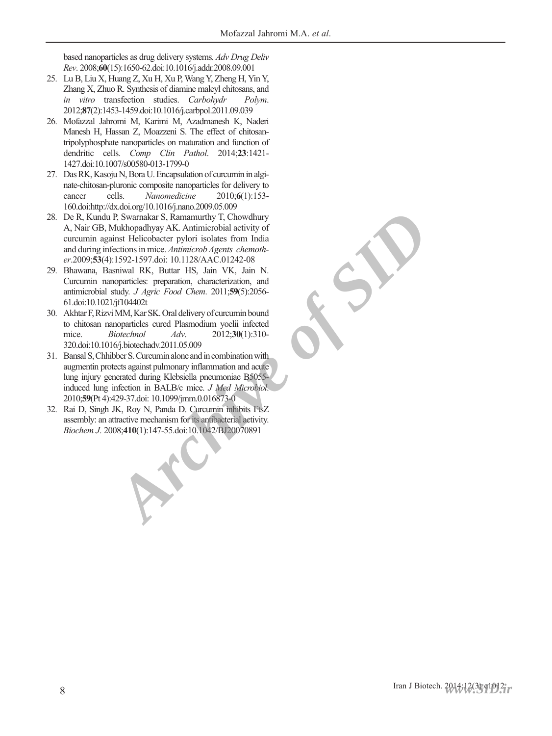based nanoparticles as drug delivery systems. *Adv Drug Deliv Rev*. 2008;**60**(15):1650-62.doi:10.1016/j.addr.2008.09.001

25. Lu B, Liu X, Huang Z, Xu H, Xu P, Wang Y, Zheng H, Yin Y, Zhang X, Zhuo R. Synthesis of diamine maleyl chitosans, and *in vitro* transfection studies. *Carbohydr Polym*. 2012;**87**(2):1453-1459.doi:10.1016/j.carbpol.2011.09.039
26. Mofazzal Jahromi M, Karimi M, Azadmanesh K, Naderi Manesh H, Hassan Z, Moazzeni S. The effect of chitosan-tripolyphosphate nanoparticles on maturation and function of dendritic cells. *Comp Clin Pathol*. 2014;**23**:1421-1427.doi:10.1007/s00580-013-1799-0
27. Das RK, Kasoju N, Bora U. Encapsulation of curcumin in alginate-chitosan-pluronic composite nanoparticles for delivery to cancer cells. *Nanomedicine* 2010;**6**(1):153-160.doi:http://dx.doi.org/10.1016/j.nano.2009.05.009
28. De R, Kundu P, Swarnakar S, Ramamurthy T, Chowdhury A, Nair GB, Mukhopadhyay AK. Antimicrobial activity of curcumin against Helicobacter pylori isolates from India and during infections in mice. *Antimicrob Agents chemother*.2009;**53**(4):1592-1597.doi: 10.1128/AAC.01242-08
29. Bhawana, Basniwal RK, Buttar HS, Jain VK, Jain N. Curcumin nanoparticles: preparation, characterization, and antimicrobial study. *J Agric Food Chem*. 2011;**59**(5):2056-61.doi:10.1021/jf104402t
30. Akhtar F, Rizvi MM, Kar SK. Oral delivery of curcumin bound to chitosan nanoparticles cured Plasmodium yoelii infected mice. *Biotechnol Adv*. 2012;**30**(1):310-320.doi:10.1016/j.biotechadv.2011.05.009
31. Bansal S, Chhibber S. Curcumin alone and in combination with augmentin protects against pulmonary inflammation and acute lung injury generated during Klebsiella pneumoniae B5055-induced lung infection in BALB/c mice. *J Med Microbiol*. 2010;**59**(Pt 4):429-37.doi: 10.1099/jmm.0.016873-0
32. Rai D, Singh JK, Roy N, Panda D. Curcumin inhibits FtsZ assembly: an attractive mechanism for its antibacterial activity. *Biochem J*. 2008;**410**(1):147-55.doi:10.1042/BJ20070891